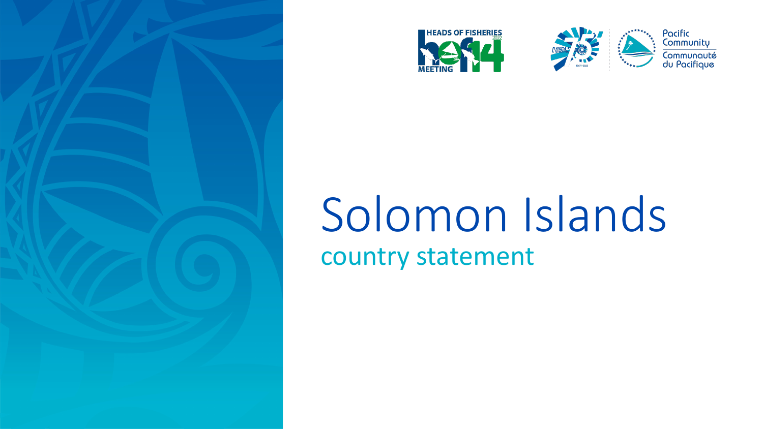HEADS OF FISHERIES MEETING hof14 2022

Pacific Community
Communauté du Pacifique

# Solomon Islands

## country statement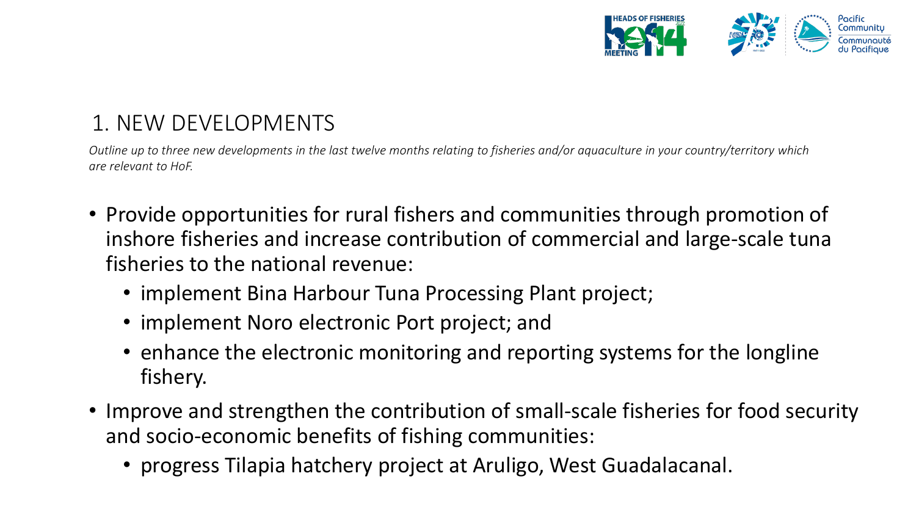# 1. NEW DEVELOPMENTS

*Outline up to three new developments in the last twelve months relating to fisheries and/or aquaculture in your country/territory which are relevant to HoF.*

- Provide opportunities for rural fishers and communities through promotion of inshore fisheries and increase contribution of commercial and large-scale tuna fisheries to the national revenue:
  - implement Bina Harbour Tuna Processing Plant project;
  - implement Noro electronic Port project; and
  - enhance the electronic monitoring and reporting systems for the longline fishery.
- Improve and strengthen the contribution of small-scale fisheries for food security and socio-economic benefits of fishing communities:
  - progress Tilapia hatchery project at Aruligo, West Guadalacanal.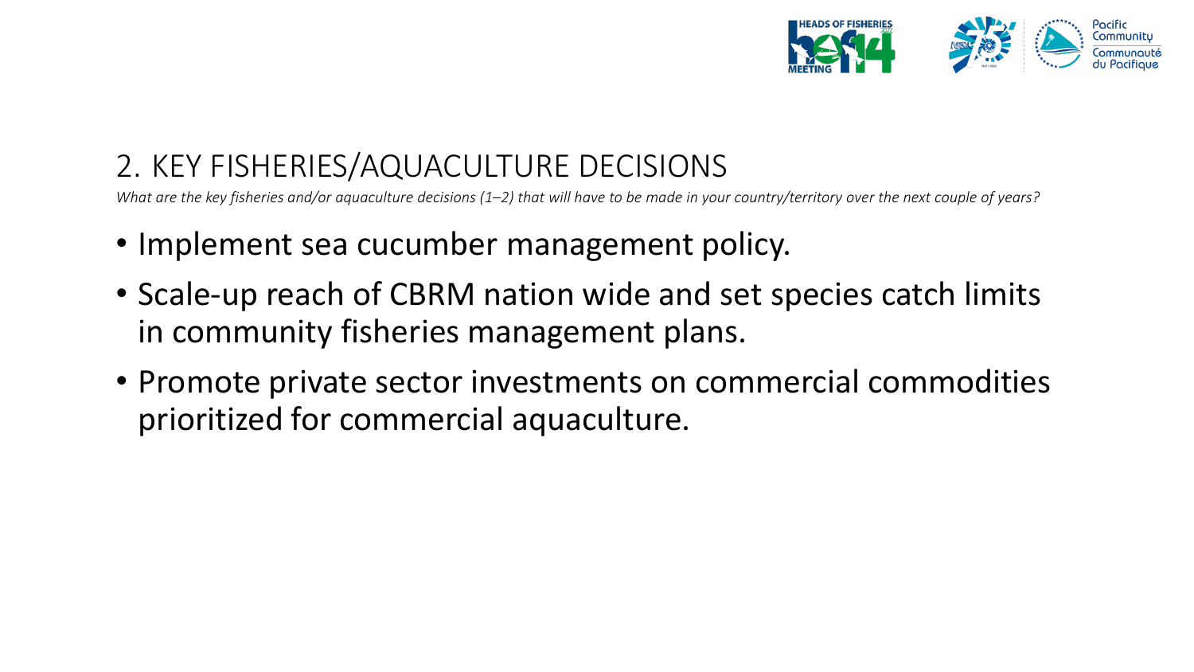## 2. KEY FISHERIES/AQUACULTURE DECISIONS

*What are the key fisheries and/or aquaculture decisions (1–2) that will have to be made in your country/territory over the next couple of years?*

- Implement sea cucumber management policy.
- Scale-up reach of CBRM nation wide and set species catch limits in community fisheries management plans.
- Promote private sector investments on commercial commodities prioritized for commercial aquaculture.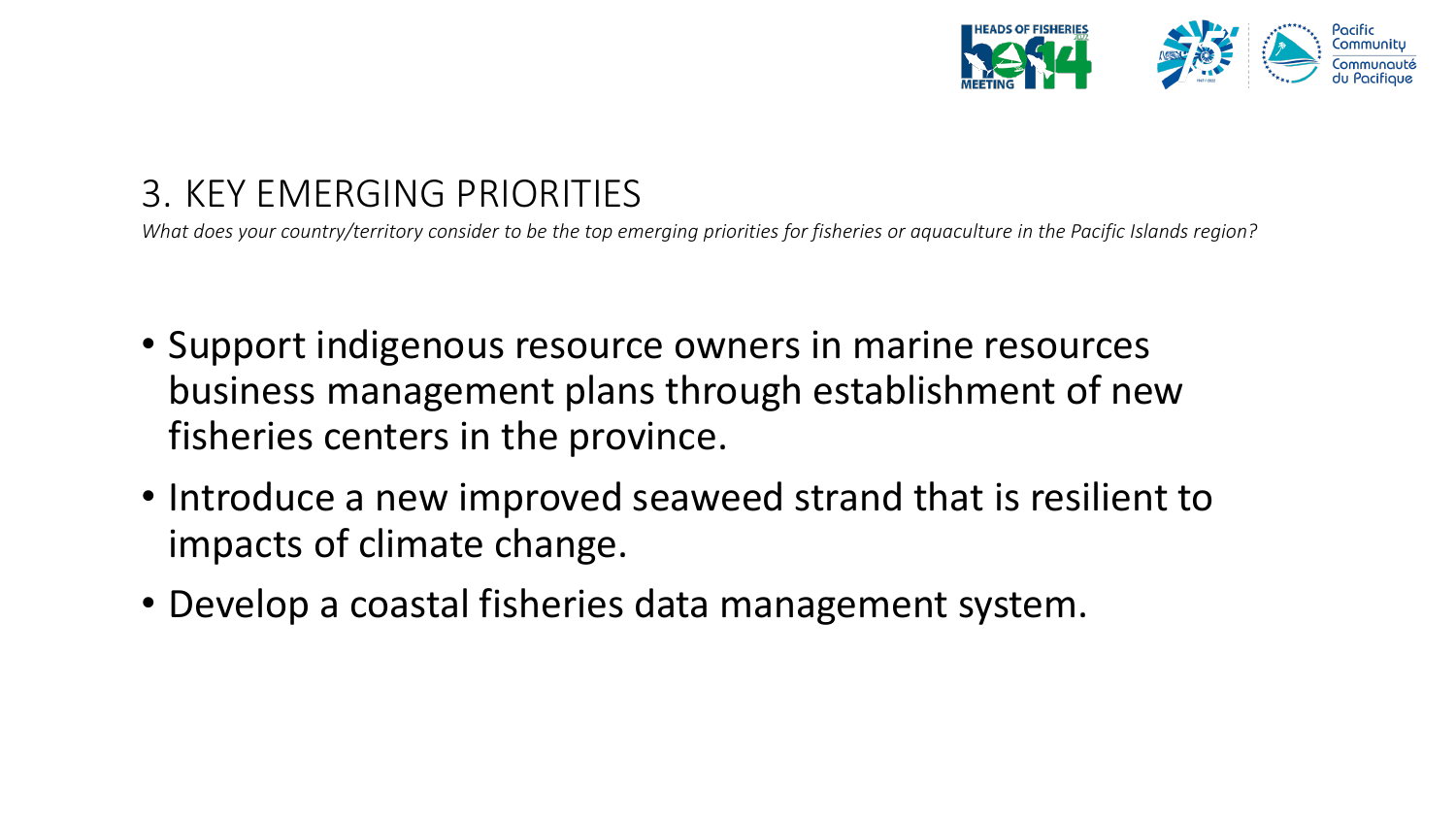## 3. KEY EMERGING PRIORITIES

*What does your country/territory consider to be the top emerging priorities for fisheries or aquaculture in the Pacific Islands region?*

- Support indigenous resource owners in marine resources business management plans through establishment of new fisheries centers in the province.
- Introduce a new improved seaweed strand that is resilient to impacts of climate change.
- Develop a coastal fisheries data management system.